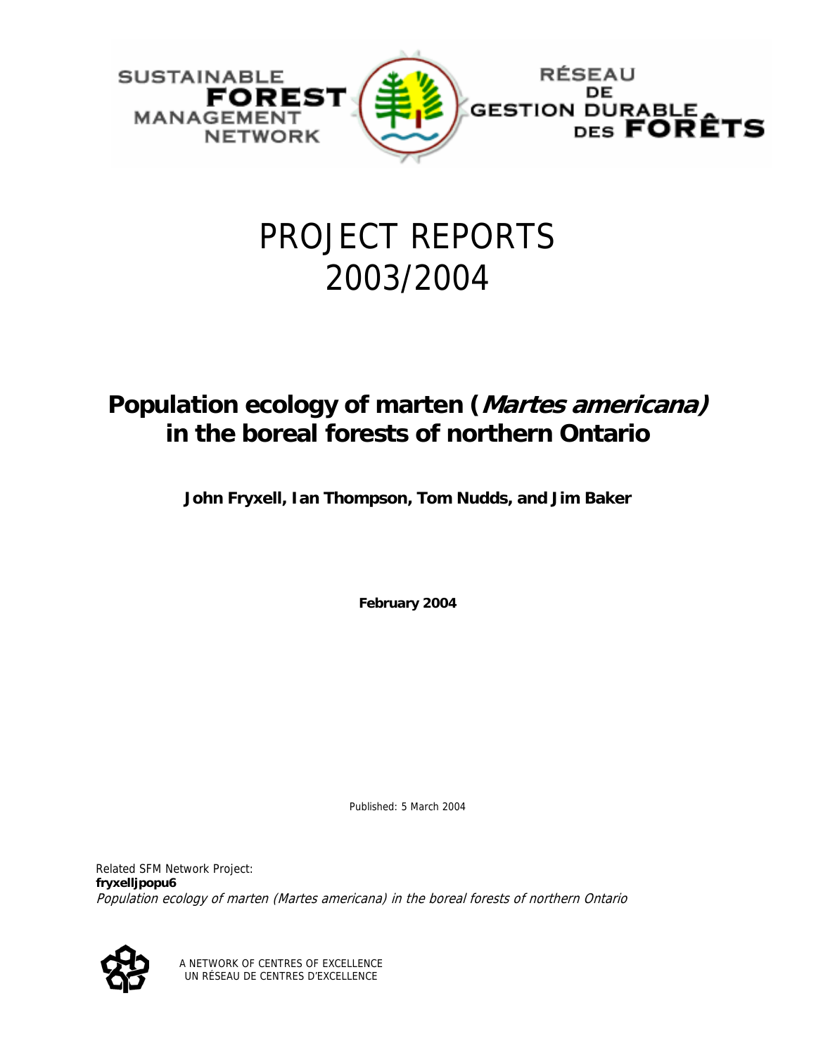SUSTAINABLE FOREST MANAGEMENT NETWORK

RÉSEAU DE GESTION DURABLE DES FORÊTS

# PROJECT REPORTS 2003/2004

## Population ecology of marten (*Martes americana)* in the boreal forests of northern Ontario

**John Fryxell, Ian Thompson, Tom Nudds, and Jim Baker**

**February 2004**

Published: 5 March 2004

Related SFM Network Project:
**fryxelljpopu6**
*Population ecology of marten (Martes americana) in the boreal forests of northern Ontario*

A NETWORK OF CENTRES OF EXCELLENCE
UN RÉSEAU DE CENTRES D'EXCELLENCE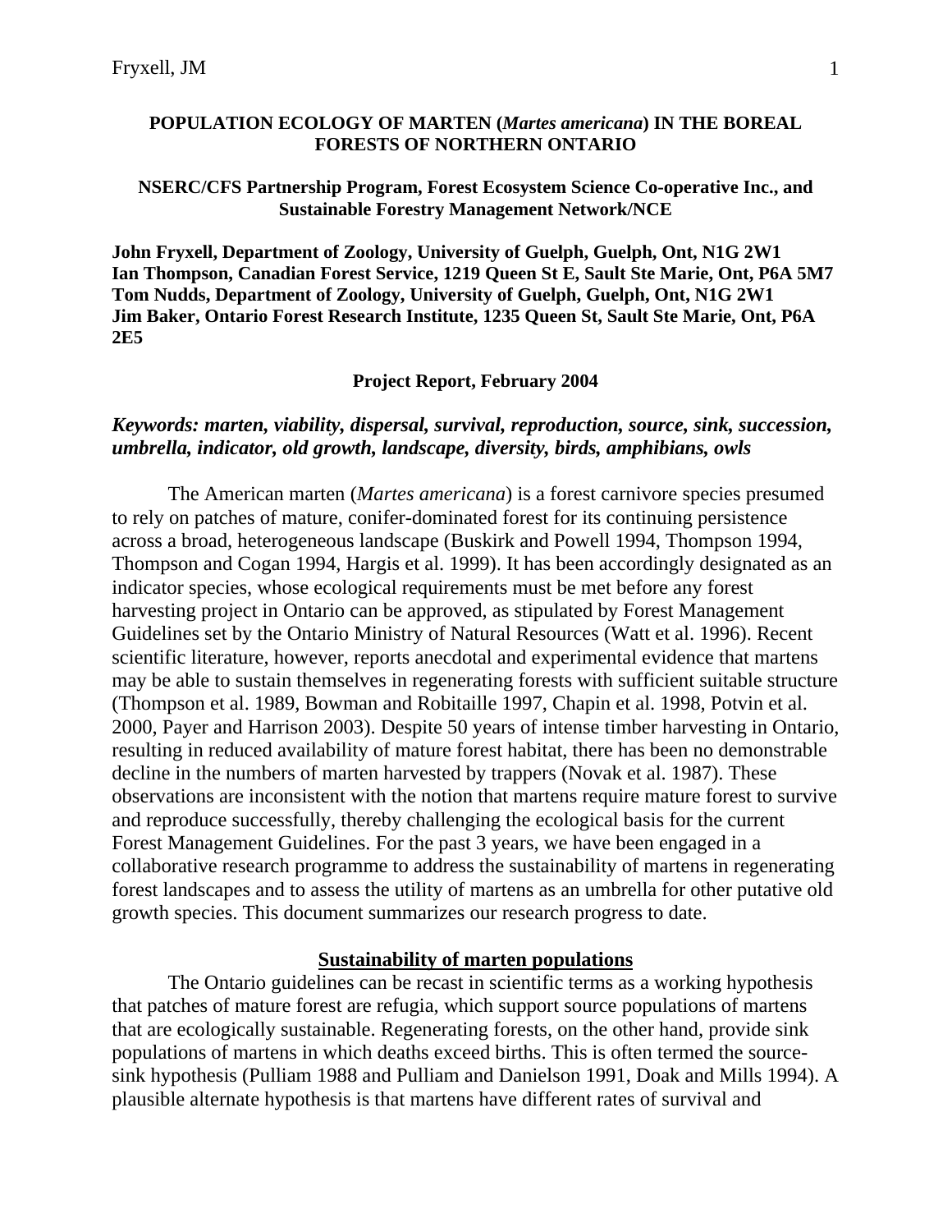**POPULATION ECOLOGY OF MARTEN (*Martes americana*) IN THE BOREAL FORESTS OF NORTHERN ONTARIO**

**NSERC/CFS Partnership Program, Forest Ecosystem Science Co-operative Inc., and Sustainable Forestry Management Network/NCE**

**John Fryxell, Department of Zoology, University of Guelph, Guelph, Ont, N1G 2W1**
**Ian Thompson, Canadian Forest Service, 1219 Queen St E, Sault Ste Marie, Ont, P6A 5M7**
**Tom Nudds, Department of Zoology, University of Guelph, Guelph, Ont, N1G 2W1**
**Jim Baker, Ontario Forest Research Institute, 1235 Queen St, Sault Ste Marie, Ont, P6A 2E5**

**Project Report, February 2004**

***Keywords: marten, viability, dispersal, survival, reproduction, source, sink, succession, umbrella, indicator, old growth, landscape, diversity, birds, amphibians, owls***

The American marten (*Martes americana*) is a forest carnivore species presumed to rely on patches of mature, conifer-dominated forest for its continuing persistence across a broad, heterogeneous landscape (Buskirk and Powell 1994, Thompson 1994, Thompson and Cogan 1994, Hargis et al. 1999). It has been accordingly designated as an indicator species, whose ecological requirements must be met before any forest harvesting project in Ontario can be approved, as stipulated by Forest Management Guidelines set by the Ontario Ministry of Natural Resources (Watt et al. 1996). Recent scientific literature, however, reports anecdotal and experimental evidence that martens may be able to sustain themselves in regenerating forests with sufficient suitable structure (Thompson et al. 1989, Bowman and Robitaille 1997, Chapin et al. 1998, Potvin et al. 2000, Payer and Harrison 2003). Despite 50 years of intense timber harvesting in Ontario, resulting in reduced availability of mature forest habitat, there has been no demonstrable decline in the numbers of marten harvested by trappers (Novak et al. 1987). These observations are inconsistent with the notion that martens require mature forest to survive and reproduce successfully, thereby challenging the ecological basis for the current Forest Management Guidelines. For the past 3 years, we have been engaged in a collaborative research programme to address the sustainability of martens in regenerating forest landscapes and to assess the utility of martens as an umbrella for other putative old growth species. This document summarizes our research progress to date.

## Sustainability of marten populations

The Ontario guidelines can be recast in scientific terms as a working hypothesis that patches of mature forest are refugia, which support source populations of martens that are ecologically sustainable. Regenerating forests, on the other hand, provide sink populations of martens in which deaths exceed births. This is often termed the source-sink hypothesis (Pulliam 1988 and Pulliam and Danielson 1991, Doak and Mills 1994). A plausible alternate hypothesis is that martens have different rates of survival and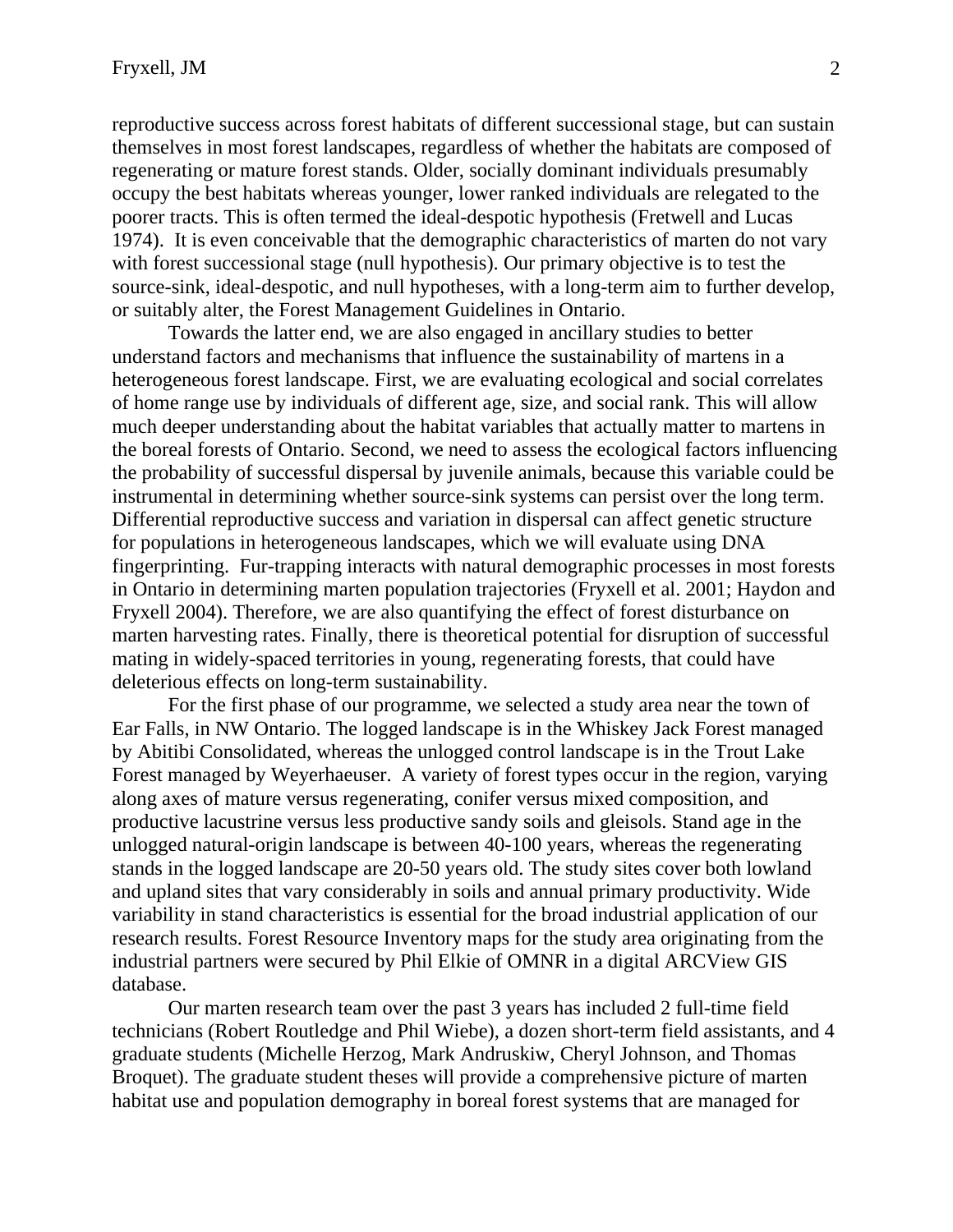reproductive success across forest habitats of different successional stage, but can sustain themselves in most forest landscapes, regardless of whether the habitats are composed of regenerating or mature forest stands. Older, socially dominant individuals presumably occupy the best habitats whereas younger, lower ranked individuals are relegated to the poorer tracts. This is often termed the ideal-despotic hypothesis (Fretwell and Lucas 1974). It is even conceivable that the demographic characteristics of marten do not vary with forest successional stage (null hypothesis). Our primary objective is to test the source-sink, ideal-despotic, and null hypotheses, with a long-term aim to further develop, or suitably alter, the Forest Management Guidelines in Ontario.

Towards the latter end, we are also engaged in ancillary studies to better understand factors and mechanisms that influence the sustainability of martens in a heterogeneous forest landscape. First, we are evaluating ecological and social correlates of home range use by individuals of different age, size, and social rank. This will allow much deeper understanding about the habitat variables that actually matter to martens in the boreal forests of Ontario. Second, we need to assess the ecological factors influencing the probability of successful dispersal by juvenile animals, because this variable could be instrumental in determining whether source-sink systems can persist over the long term. Differential reproductive success and variation in dispersal can affect genetic structure for populations in heterogeneous landscapes, which we will evaluate using DNA fingerprinting. Fur-trapping interacts with natural demographic processes in most forests in Ontario in determining marten population trajectories (Fryxell et al. 2001; Haydon and Fryxell 2004). Therefore, we are also quantifying the effect of forest disturbance on marten harvesting rates. Finally, there is theoretical potential for disruption of successful mating in widely-spaced territories in young, regenerating forests, that could have deleterious effects on long-term sustainability.

For the first phase of our programme, we selected a study area near the town of Ear Falls, in NW Ontario. The logged landscape is in the Whiskey Jack Forest managed by Abitibi Consolidated, whereas the unlogged control landscape is in the Trout Lake Forest managed by Weyerhaeuser. A variety of forest types occur in the region, varying along axes of mature versus regenerating, conifer versus mixed composition, and productive lacustrine versus less productive sandy soils and gleisols. Stand age in the unlogged natural-origin landscape is between 40-100 years, whereas the regenerating stands in the logged landscape are 20-50 years old. The study sites cover both lowland and upland sites that vary considerably in soils and annual primary productivity. Wide variability in stand characteristics is essential for the broad industrial application of our research results. Forest Resource Inventory maps for the study area originating from the industrial partners were secured by Phil Elkie of OMNR in a digital ARCView GIS database.

Our marten research team over the past 3 years has included 2 full-time field technicians (Robert Routledge and Phil Wiebe), a dozen short-term field assistants, and 4 graduate students (Michelle Herzog, Mark Andruskiw, Cheryl Johnson, and Thomas Broquet). The graduate student theses will provide a comprehensive picture of marten habitat use and population demography in boreal forest systems that are managed for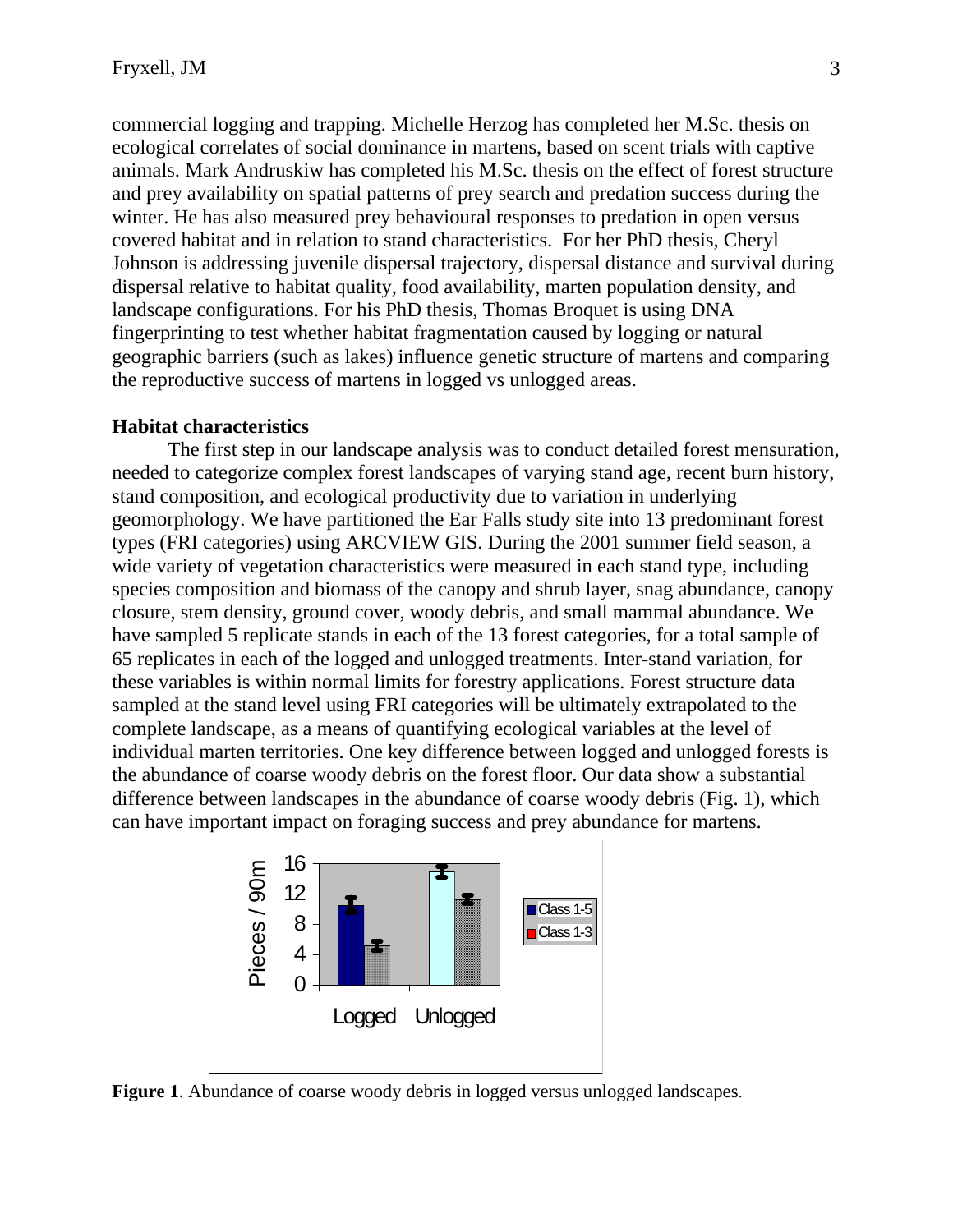commercial logging and trapping. Michelle Herzog has completed her M.Sc. thesis on ecological correlates of social dominance in martens, based on scent trials with captive animals. Mark Andruskiw has completed his M.Sc. thesis on the effect of forest structure and prey availability on spatial patterns of prey search and predation success during the winter. He has also measured prey behavioural responses to predation in open versus covered habitat and in relation to stand characteristics. For her PhD thesis, Cheryl Johnson is addressing juvenile dispersal trajectory, dispersal distance and survival during dispersal relative to habitat quality, food availability, marten population density, and landscape configurations. For his PhD thesis, Thomas Broquet is using DNA fingerprinting to test whether habitat fragmentation caused by logging or natural geographic barriers (such as lakes) influence genetic structure of martens and comparing the reproductive success of martens in logged vs unlogged areas.

**Habitat characteristics**

The first step in our landscape analysis was to conduct detailed forest mensuration, needed to categorize complex forest landscapes of varying stand age, recent burn history, stand composition, and ecological productivity due to variation in underlying geomorphology. We have partitioned the Ear Falls study site into 13 predominant forest types (FRI categories) using ARCVIEW GIS. During the 2001 summer field season, a wide variety of vegetation characteristics were measured in each stand type, including species composition and biomass of the canopy and shrub layer, snag abundance, canopy closure, stem density, ground cover, woody debris, and small mammal abundance. We have sampled 5 replicate stands in each of the 13 forest categories, for a total sample of 65 replicates in each of the logged and unlogged treatments. Inter-stand variation, for these variables is within normal limits for forestry applications. Forest structure data sampled at the stand level using FRI categories will be ultimately extrapolated to the complete landscape, as a means of quantifying ecological variables at the level of individual marten territories. One key difference between logged and unlogged forests is the abundance of coarse woody debris on the forest floor. Our data show a substantial difference between landscapes in the abundance of coarse woody debris (Fig. 1), which can have important impact on foraging success and prey abundance for martens.

**Figure 1**. Abundance of coarse woody debris in logged versus unlogged landscapes.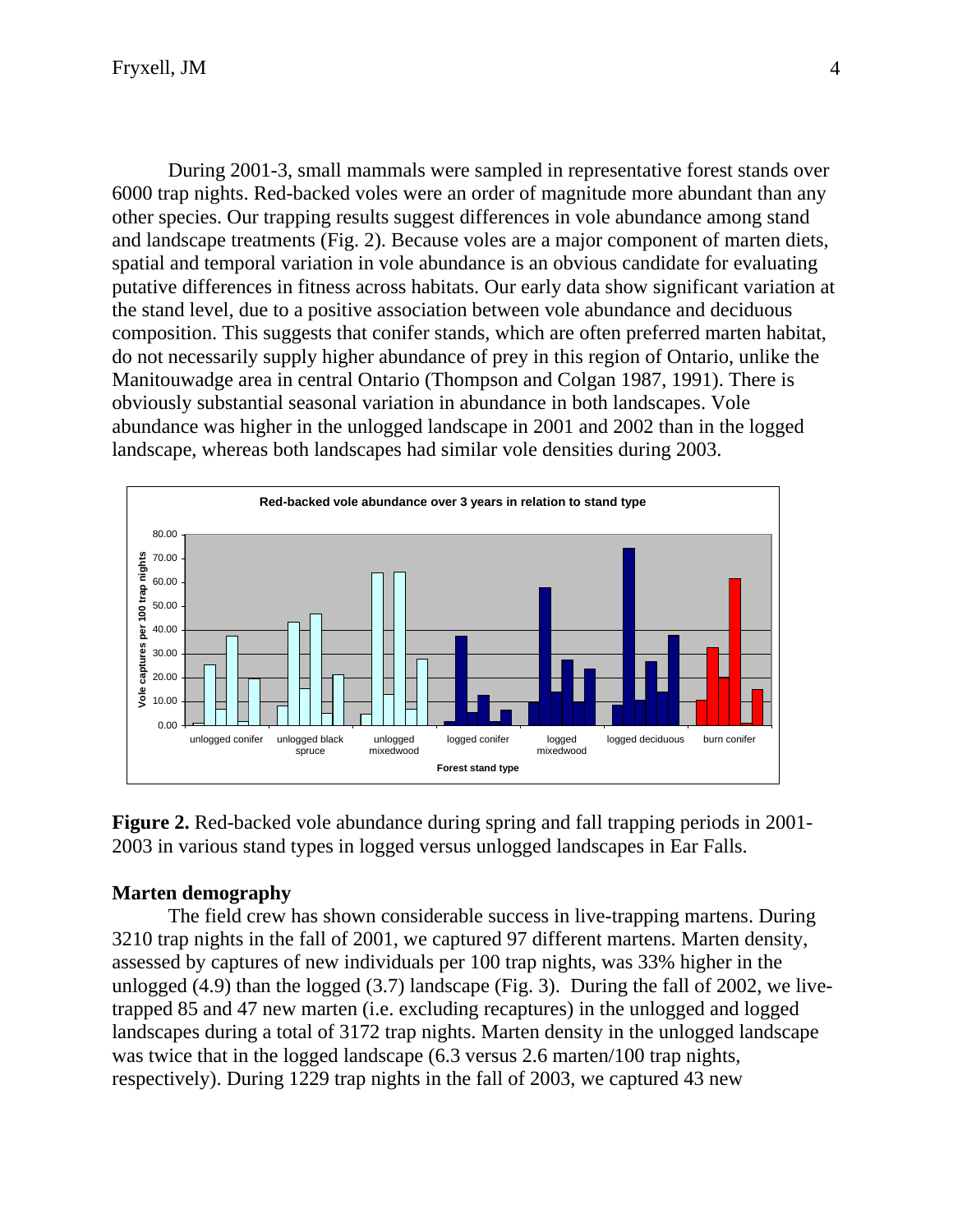During 2001-3, small mammals were sampled in representative forest stands over 6000 trap nights. Red-backed voles were an order of magnitude more abundant than any other species. Our trapping results suggest differences in vole abundance among stand and landscape treatments (Fig. 2). Because voles are a major component of marten diets, spatial and temporal variation in vole abundance is an obvious candidate for evaluating putative differences in fitness across habitats. Our early data show significant variation at the stand level, due to a positive association between vole abundance and deciduous composition. This suggests that conifer stands, which are often preferred marten habitat, do not necessarily supply higher abundance of prey in this region of Ontario, unlike the Manitouwadge area in central Ontario (Thompson and Colgan 1987, 1991). There is obviously substantial seasonal variation in abundance in both landscapes. Vole abundance was higher in the unlogged landscape in 2001 and 2002 than in the logged landscape, whereas both landscapes had similar vole densities during 2003.

**Figure 2.** Red-backed vole abundance during spring and fall trapping periods in 2001-2003 in various stand types in logged versus unlogged landscapes in Ear Falls.

### Marten demography

The field crew has shown considerable success in live-trapping martens. During 3210 trap nights in the fall of 2001, we captured 97 different martens. Marten density, assessed by captures of new individuals per 100 trap nights, was 33% higher in the unlogged (4.9) than the logged (3.7) landscape (Fig. 3). During the fall of 2002, we live-trapped 85 and 47 new marten (i.e. excluding recaptures) in the unlogged and logged landscapes during a total of 3172 trap nights. Marten density in the unlogged landscape was twice that in the logged landscape (6.3 versus 2.6 marten/100 trap nights, respectively). During 1229 trap nights in the fall of 2003, we captured 43 new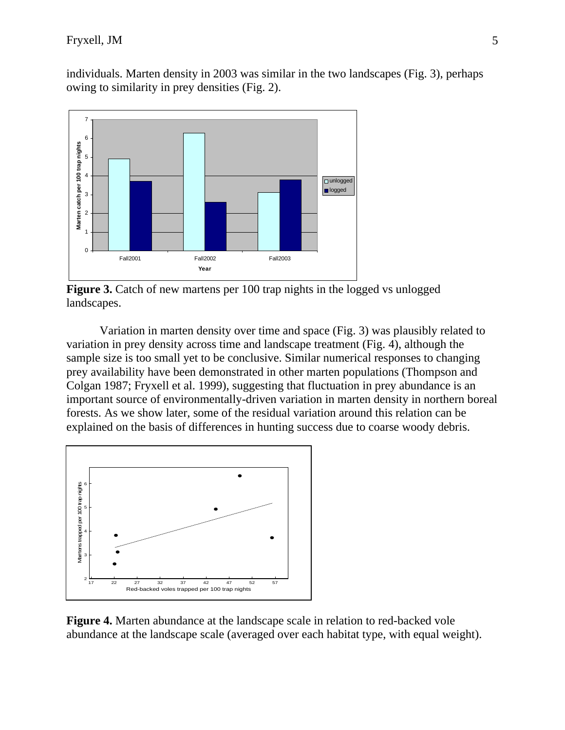individuals. Marten density in 2003 was similar in the two landscapes (Fig. 3), perhaps owing to similarity in prey densities (Fig. 2).

**Figure 3.** Catch of new martens per 100 trap nights in the logged vs unlogged landscapes.

Variation in marten density over time and space (Fig. 3) was plausibly related to variation in prey density across time and landscape treatment (Fig. 4), although the sample size is too small yet to be conclusive. Similar numerical responses to changing prey availability have been demonstrated in other marten populations (Thompson and Colgan 1987; Fryxell et al. 1999), suggesting that fluctuation in prey abundance is an important source of environmentally-driven variation in marten density in northern boreal forests. As we show later, some of the residual variation around this relation can be explained on the basis of differences in hunting success due to coarse woody debris.

**Figure 4.** Marten abundance at the landscape scale in relation to red-backed vole abundance at the landscape scale (averaged over each habitat type, with equal weight).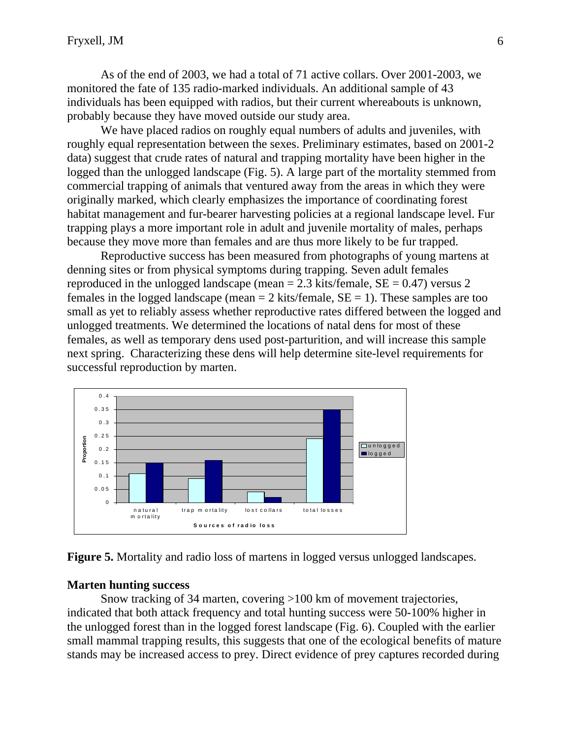As of the end of 2003, we had a total of 71 active collars. Over 2001-2003, we monitored the fate of 135 radio-marked individuals. An additional sample of 43 individuals has been equipped with radios, but their current whereabouts is unknown, probably because they have moved outside our study area.

We have placed radios on roughly equal numbers of adults and juveniles, with roughly equal representation between the sexes. Preliminary estimates, based on 2001-2 data) suggest that crude rates of natural and trapping mortality have been higher in the logged than the unlogged landscape (Fig. 5). A large part of the mortality stemmed from commercial trapping of animals that ventured away from the areas in which they were originally marked, which clearly emphasizes the importance of coordinating forest habitat management and fur-bearer harvesting policies at a regional landscape level. Fur trapping plays a more important role in adult and juvenile mortality of males, perhaps because they move more than females and are thus more likely to be fur trapped.

Reproductive success has been measured from photographs of young martens at denning sites or from physical symptoms during trapping. Seven adult females reproduced in the unlogged landscape (mean = 2.3 kits/female, SE = 0.47) versus 2 females in the logged landscape (mean = 2 kits/female, SE = 1). These samples are too small as yet to reliably assess whether reproductive rates differed between the logged and unlogged treatments. We determined the locations of natal dens for most of these females, as well as temporary dens used post-parturition, and will increase this sample next spring. Characterizing these dens will help determine site-level requirements for successful reproduction by marten.

**Figure 5.** Mortality and radio loss of martens in logged versus unlogged landscapes.

## Marten hunting success

Snow tracking of 34 marten, covering >100 km of movement trajectories, indicated that both attack frequency and total hunting success were 50-100% higher in the unlogged forest than in the logged forest landscape (Fig. 6). Coupled with the earlier small mammal trapping results, this suggests that one of the ecological benefits of mature stands may be increased access to prey. Direct evidence of prey captures recorded during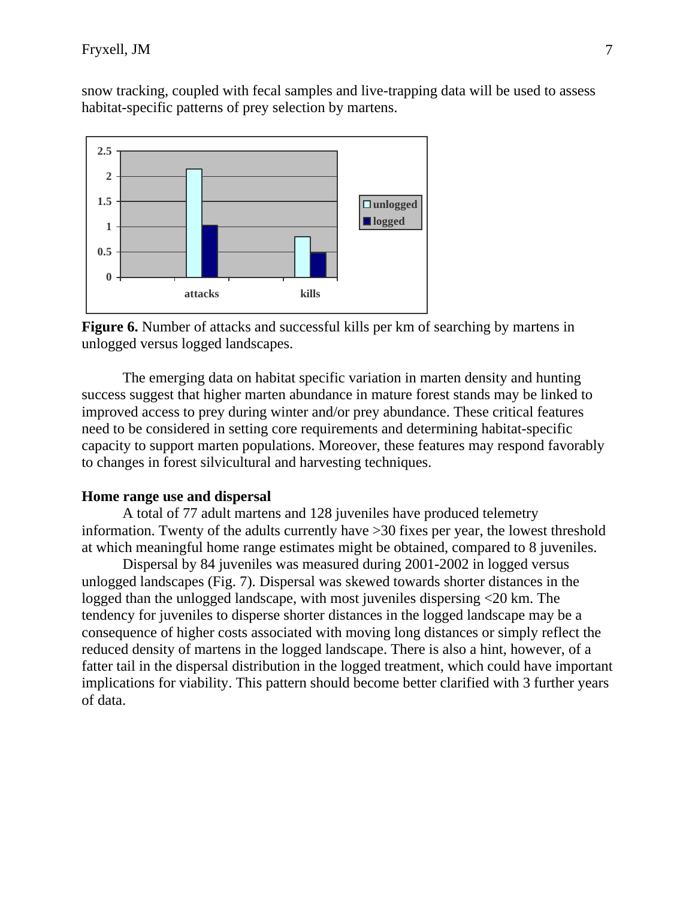snow tracking, coupled with fecal samples and live-trapping data will be used to assess habitat-specific patterns of prey selection by martens.

**Figure 6.** Number of attacks and successful kills per km of searching by martens in unlogged versus logged landscapes.

The emerging data on habitat specific variation in marten density and hunting success suggest that higher marten abundance in mature forest stands may be linked to improved access to prey during winter and/or prey abundance. These critical features need to be considered in setting core requirements and determining habitat-specific capacity to support marten populations. Moreover, these features may respond favorably to changes in forest silvicultural and harvesting techniques.

**Home range use and dispersal**

A total of 77 adult martens and 128 juveniles have produced telemetry information. Twenty of the adults currently have >30 fixes per year, the lowest threshold at which meaningful home range estimates might be obtained, compared to 8 juveniles.

Dispersal by 84 juveniles was measured during 2001-2002 in logged versus unlogged landscapes (Fig. 7). Dispersal was skewed towards shorter distances in the logged than the unlogged landscape, with most juveniles dispersing <20 km. The tendency for juveniles to disperse shorter distances in the logged landscape may be a consequence of higher costs associated with moving long distances or simply reflect the reduced density of martens in the logged landscape. There is also a hint, however, of a fatter tail in the dispersal distribution in the logged treatment, which could have important implications for viability. This pattern should become better clarified with 3 further years of data.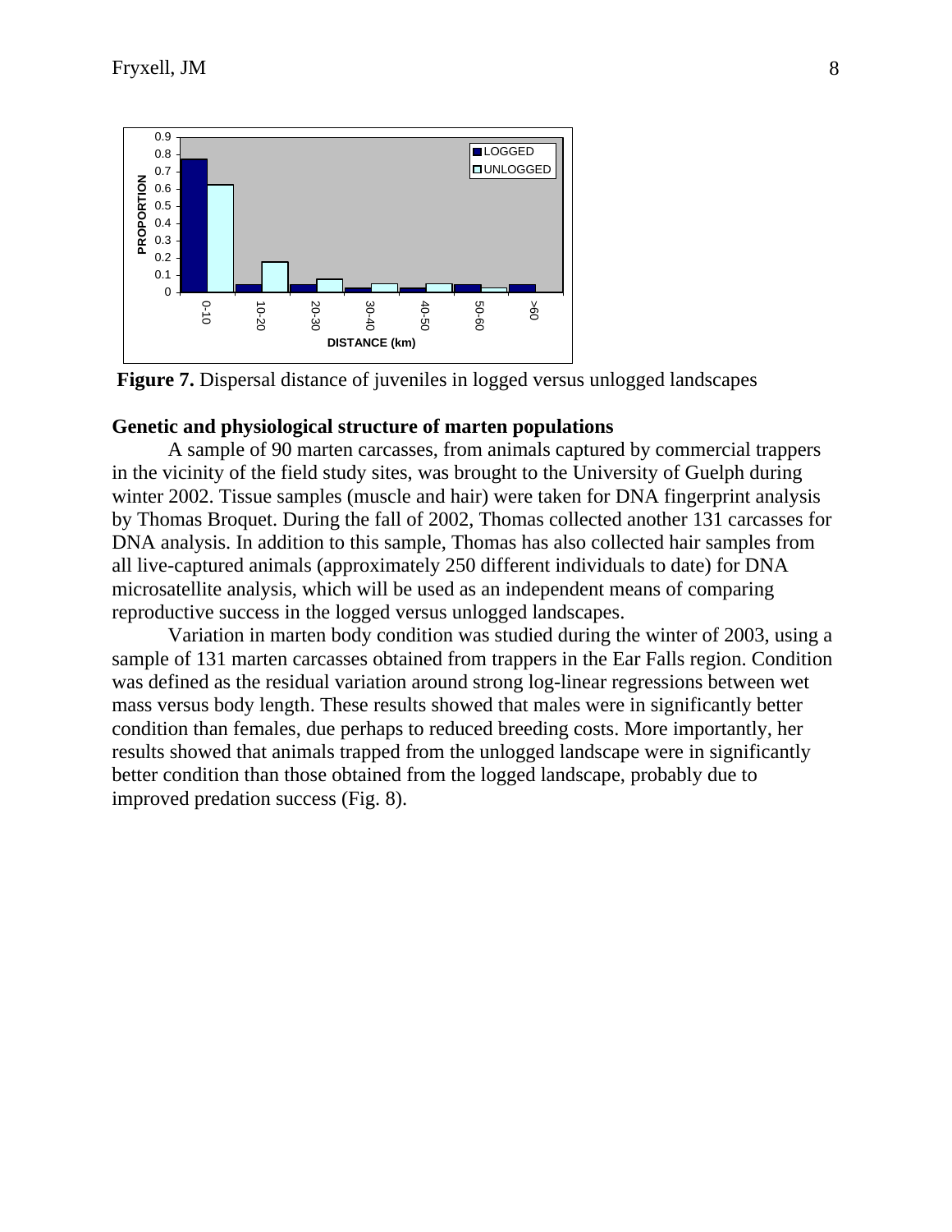**Figure 7.** Dispersal distance of juveniles in logged versus unlogged landscapes

**Genetic and physiological structure of marten populations**

A sample of 90 marten carcasses, from animals captured by commercial trappers in the vicinity of the field study sites, was brought to the University of Guelph during winter 2002. Tissue samples (muscle and hair) were taken for DNA fingerprint analysis by Thomas Broquet. During the fall of 2002, Thomas collected another 131 carcasses for DNA analysis. In addition to this sample, Thomas has also collected hair samples from all live-captured animals (approximately 250 different individuals to date) for DNA microsatellite analysis, which will be used as an independent means of comparing reproductive success in the logged versus unlogged landscapes.

Variation in marten body condition was studied during the winter of 2003, using a sample of 131 marten carcasses obtained from trappers in the Ear Falls region. Condition was defined as the residual variation around strong log-linear regressions between wet mass versus body length. These results showed that males were in significantly better condition than females, due perhaps to reduced breeding costs. More importantly, her results showed that animals trapped from the unlogged landscape were in significantly better condition than those obtained from the logged landscape, probably due to improved predation success (Fig. 8).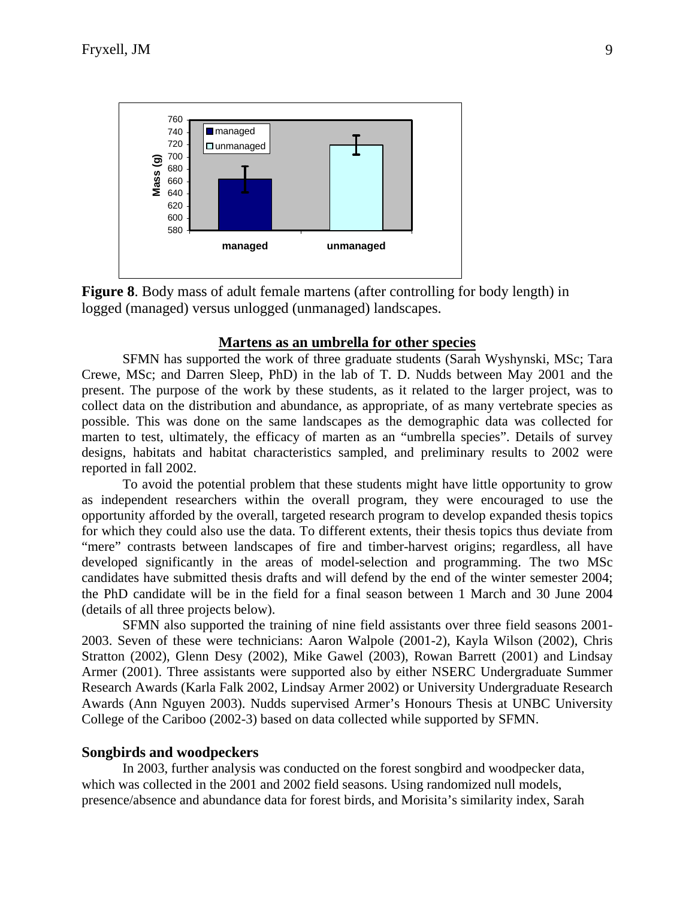**Figure 8**. Body mass of adult female martens (after controlling for body length) in logged (managed) versus unlogged (unmanaged) landscapes.

## Martens as an umbrella for other species

SFMN has supported the work of three graduate students (Sarah Wyshynski, MSc; Tara Crewe, MSc; and Darren Sleep, PhD) in the lab of T. D. Nudds between May 2001 and the present. The purpose of the work by these students, as it related to the larger project, was to collect data on the distribution and abundance, as appropriate, of as many vertebrate species as possible. This was done on the same landscapes as the demographic data was collected for marten to test, ultimately, the efficacy of marten as an "umbrella species". Details of survey designs, habitats and habitat characteristics sampled, and preliminary results to 2002 were reported in fall 2002.

To avoid the potential problem that these students might have little opportunity to grow as independent researchers within the overall program, they were encouraged to use the opportunity afforded by the overall, targeted research program to develop expanded thesis topics for which they could also use the data. To different extents, their thesis topics thus deviate from "mere" contrasts between landscapes of fire and timber-harvest origins; regardless, all have developed significantly in the areas of model-selection and programming. The two MSc candidates have submitted thesis drafts and will defend by the end of the winter semester 2004; the PhD candidate will be in the field for a final season between 1 March and 30 June 2004 (details of all three projects below).

SFMN also supported the training of nine field assistants over three field seasons 2001-2003. Seven of these were technicians: Aaron Walpole (2001-2), Kayla Wilson (2002), Chris Stratton (2002), Glenn Desy (2002), Mike Gawel (2003), Rowan Barrett (2001) and Lindsay Armer (2001). Three assistants were supported also by either NSERC Undergraduate Summer Research Awards (Karla Falk 2002, Lindsay Armer 2002) or University Undergraduate Research Awards (Ann Nguyen 2003). Nudds supervised Armer's Honours Thesis at UNBC University College of the Cariboo (2002-3) based on data collected while supported by SFMN.

### Songbirds and woodpeckers

In 2003, further analysis was conducted on the forest songbird and woodpecker data, which was collected in the 2001 and 2002 field seasons. Using randomized null models, presence/absence and abundance data for forest birds, and Morisita's similarity index, Sarah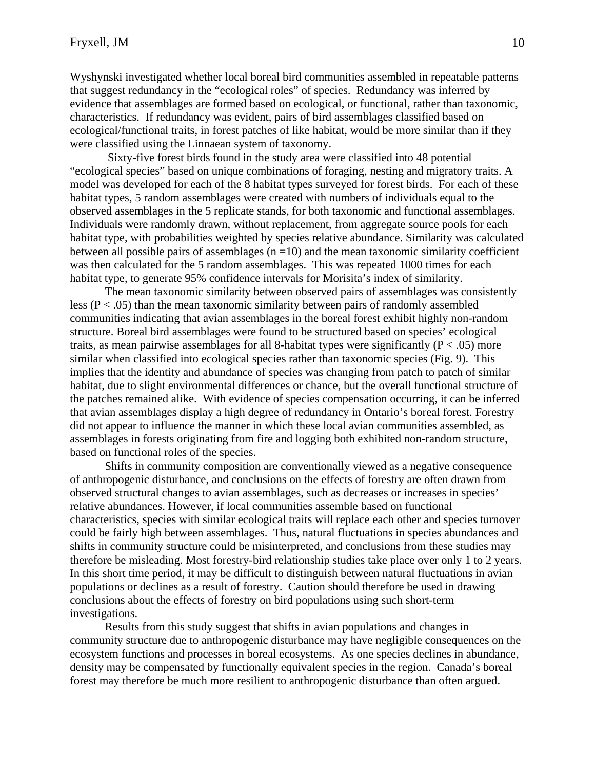Wyshynski investigated whether local boreal bird communities assembled in repeatable patterns that suggest redundancy in the "ecological roles" of species. Redundancy was inferred by evidence that assemblages are formed based on ecological, or functional, rather than taxonomic, characteristics. If redundancy was evident, pairs of bird assemblages classified based on ecological/functional traits, in forest patches of like habitat, would be more similar than if they were classified using the Linnaean system of taxonomy.

Sixty-five forest birds found in the study area were classified into 48 potential "ecological species" based on unique combinations of foraging, nesting and migratory traits. A model was developed for each of the 8 habitat types surveyed for forest birds. For each of these habitat types, 5 random assemblages were created with numbers of individuals equal to the observed assemblages in the 5 replicate stands, for both taxonomic and functional assemblages. Individuals were randomly drawn, without replacement, from aggregate source pools for each habitat type, with probabilities weighted by species relative abundance. Similarity was calculated between all possible pairs of assemblages ($n = 10$) and the mean taxonomic similarity coefficient was then calculated for the 5 random assemblages. This was repeated 1000 times for each habitat type, to generate 95% confidence intervals for Morisita's index of similarity.

The mean taxonomic similarity between observed pairs of assemblages was consistently less ($P < .05$) than the mean taxonomic similarity between pairs of randomly assembled communities indicating that avian assemblages in the boreal forest exhibit highly non-random structure. Boreal bird assemblages were found to be structured based on species' ecological traits, as mean pairwise assemblages for all 8-habitat types were significantly ($P < .05$) more similar when classified into ecological species rather than taxonomic species (Fig. 9). This implies that the identity and abundance of species was changing from patch to patch of similar habitat, due to slight environmental differences or chance, but the overall functional structure of the patches remained alike. With evidence of species compensation occurring, it can be inferred that avian assemblages display a high degree of redundancy in Ontario's boreal forest. Forestry did not appear to influence the manner in which these local avian communities assembled, as assemblages in forests originating from fire and logging both exhibited non-random structure, based on functional roles of the species.

Shifts in community composition are conventionally viewed as a negative consequence of anthropogenic disturbance, and conclusions on the effects of forestry are often drawn from observed structural changes to avian assemblages, such as decreases or increases in species' relative abundances. However, if local communities assemble based on functional characteristics, species with similar ecological traits will replace each other and species turnover could be fairly high between assemblages. Thus, natural fluctuations in species abundances and shifts in community structure could be misinterpreted, and conclusions from these studies may therefore be misleading. Most forestry-bird relationship studies take place over only 1 to 2 years. In this short time period, it may be difficult to distinguish between natural fluctuations in avian populations or declines as a result of forestry. Caution should therefore be used in drawing conclusions about the effects of forestry on bird populations using such short-term investigations.

Results from this study suggest that shifts in avian populations and changes in community structure due to anthropogenic disturbance may have negligible consequences on the ecosystem functions and processes in boreal ecosystems. As one species declines in abundance, density may be compensated by functionally equivalent species in the region. Canada's boreal forest may therefore be much more resilient to anthropogenic disturbance than often argued.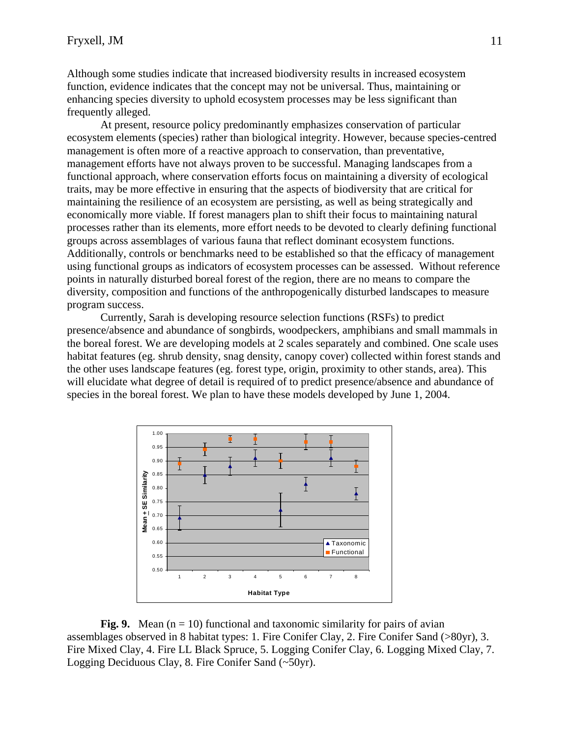Although some studies indicate that increased biodiversity results in increased ecosystem function, evidence indicates that the concept may not be universal. Thus, maintaining or enhancing species diversity to uphold ecosystem processes may be less significant than frequently alleged.

At present, resource policy predominantly emphasizes conservation of particular ecosystem elements (species) rather than biological integrity. However, because species-centred management is often more of a reactive approach to conservation, than preventative, management efforts have not always proven to be successful. Managing landscapes from a functional approach, where conservation efforts focus on maintaining a diversity of ecological traits, may be more effective in ensuring that the aspects of biodiversity that are critical for maintaining the resilience of an ecosystem are persisting, as well as being strategically and economically more viable. If forest managers plan to shift their focus to maintaining natural processes rather than its elements, more effort needs to be devoted to clearly defining functional groups across assemblages of various fauna that reflect dominant ecosystem functions. Additionally, controls or benchmarks need to be established so that the efficacy of management using functional groups as indicators of ecosystem processes can be assessed. Without reference points in naturally disturbed boreal forest of the region, there are no means to compare the diversity, composition and functions of the anthropogenically disturbed landscapes to measure program success.

Currently, Sarah is developing resource selection functions (RSFs) to predict presence/absence and abundance of songbirds, woodpeckers, amphibians and small mammals in the boreal forest. We are developing models at 2 scales separately and combined. One scale uses habitat features (eg. shrub density, snag density, canopy cover) collected within forest stands and the other uses landscape features (eg. forest type, origin, proximity to other stands, area). This will elucidate what degree of detail is required of to predict presence/absence and abundance of species in the boreal forest. We plan to have these models developed by June 1, 2004.

**Fig. 9.** Mean (n = 10) functional and taxonomic similarity for pairs of avian assemblages observed in 8 habitat types: 1. Fire Conifer Clay, 2. Fire Conifer Sand (>80yr), 3. Fire Mixed Clay, 4. Fire LL Black Spruce, 5. Logging Conifer Clay, 6. Logging Mixed Clay, 7. Logging Deciduous Clay, 8. Fire Conifer Sand (~50yr).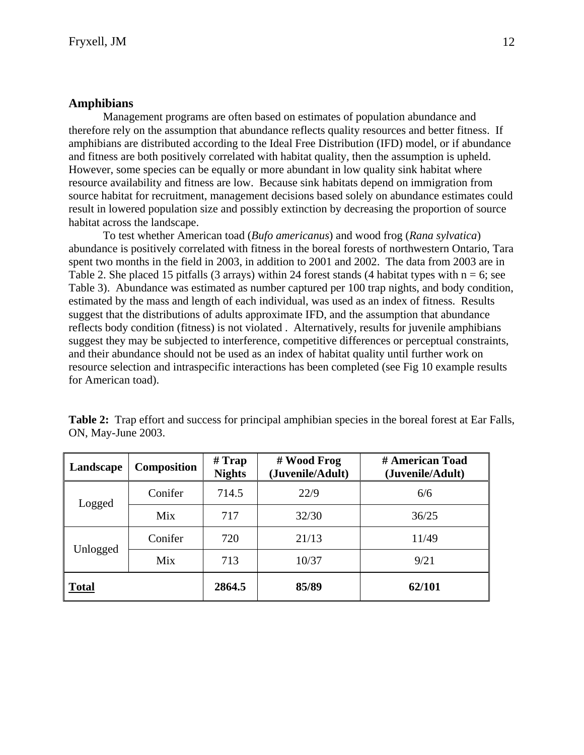### Amphibians

Management programs are often based on estimates of population abundance and therefore rely on the assumption that abundance reflects quality resources and better fitness. If amphibians are distributed according to the Ideal Free Distribution (IFD) model, or if abundance and fitness are both positively correlated with habitat quality, then the assumption is upheld. However, some species can be equally or more abundant in low quality sink habitat where resource availability and fitness are low. Because sink habitats depend on immigration from source habitat for recruitment, management decisions based solely on abundance estimates could result in lowered population size and possibly extinction by decreasing the proportion of source habitat across the landscape.

To test whether American toad (*Bufo americanus*) and wood frog (*Rana sylvatica*) abundance is positively correlated with fitness in the boreal forests of northwestern Ontario, Tara spent two months in the field in 2003, in addition to 2001 and 2002. The data from 2003 are in Table 2. She placed 15 pitfalls (3 arrays) within 24 forest stands (4 habitat types with n = 6; see Table 3). Abundance was estimated as number captured per 100 trap nights, and body condition, estimated by the mass and length of each individual, was used as an index of fitness. Results suggest that the distributions of adults approximate IFD, and the assumption that abundance reflects body condition (fitness) is not violated . Alternatively, results for juvenile amphibians suggest they may be subjected to interference, competitive differences or perceptual constraints, and their abundance should not be used as an index of habitat quality until further work on resource selection and intraspecific interactions has been completed (see Fig 10 example results for American toad).

**Table 2:** Trap effort and success for principal amphibian species in the boreal forest at Ear Falls, ON, May-June 2003.

| Landscape | Composition | # Trap Nights | # Wood Frog (Juvenile/Adult) | # American Toad (Juvenile/Adult) |
|---|---|---|---|---|
| Logged | Conifer | 714.5 | 22/9 | 6/6 |
| | Mix | 717 | 32/30 | 36/25 |
| Unlogged | Conifer | 720 | 21/13 | 11/49 |
| | Mix | 713 | 10/37 | 9/21 |
| **Total** | | **2864.5** | **85/89** | **62/101** |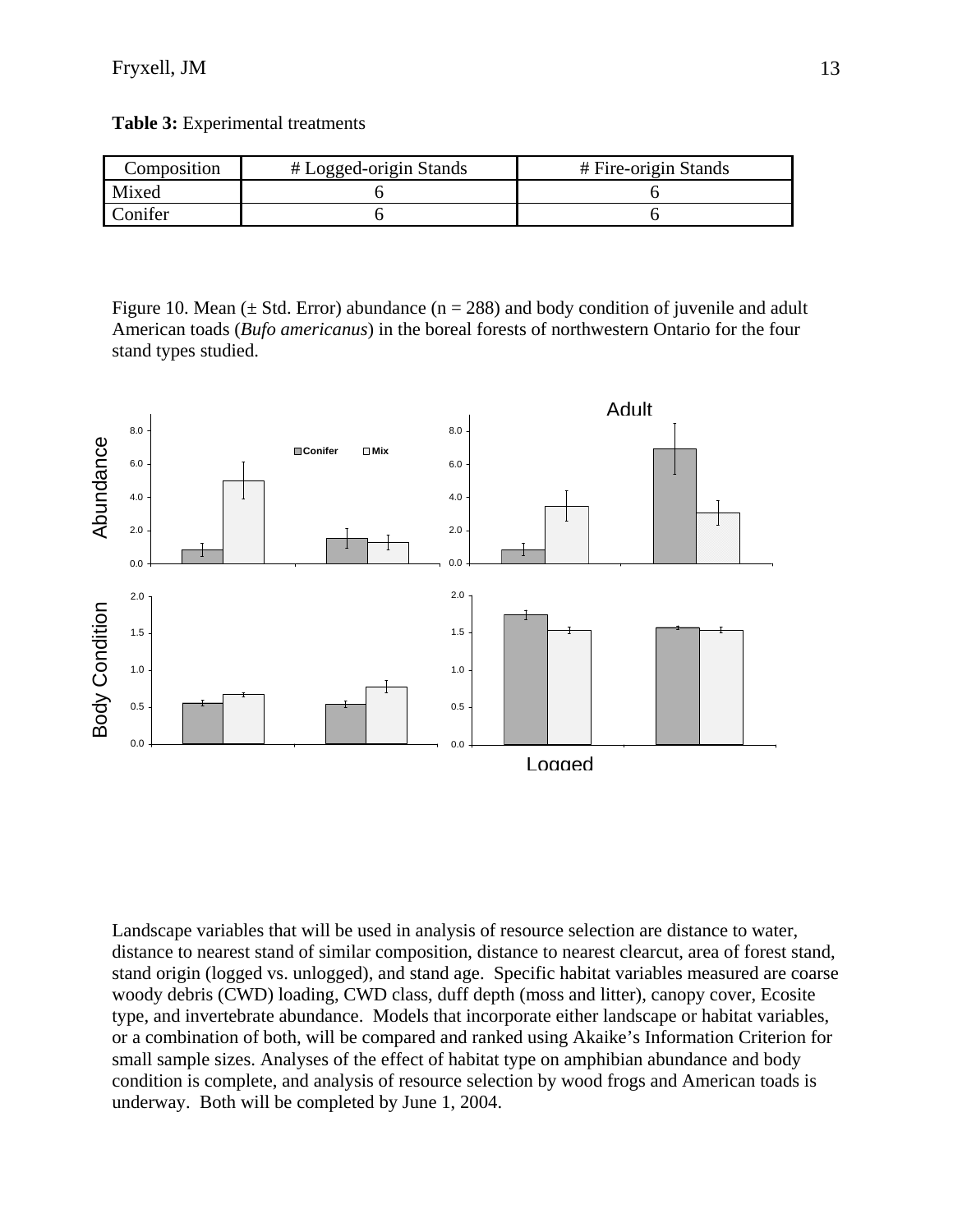**Table 3:** Experimental treatments

| Composition | # Logged-origin Stands | # Fire-origin Stands |
|---|---|---|
| Mixed | 6 | 6 |
| Conifer | 6 | 6 |

Figure 10. Mean (± Std. Error) abundance (n = 288) and body condition of juvenile and adult American toads (*Bufo americanus*) in the boreal forests of northwestern Ontario for the four stand types studied.

Landscape variables that will be used in analysis of resource selection are distance to water, distance to nearest stand of similar composition, distance to nearest clearcut, area of forest stand, stand origin (logged vs. unlogged), and stand age. Specific habitat variables measured are coarse woody debris (CWD) loading, CWD class, duff depth (moss and litter), canopy cover, Ecosite type, and invertebrate abundance. Models that incorporate either landscape or habitat variables, or a combination of both, will be compared and ranked using Akaike's Information Criterion for small sample sizes. Analyses of the effect of habitat type on amphibian abundance and body condition is complete, and analysis of resource selection by wood frogs and American toads is underway. Both will be completed by June 1, 2004.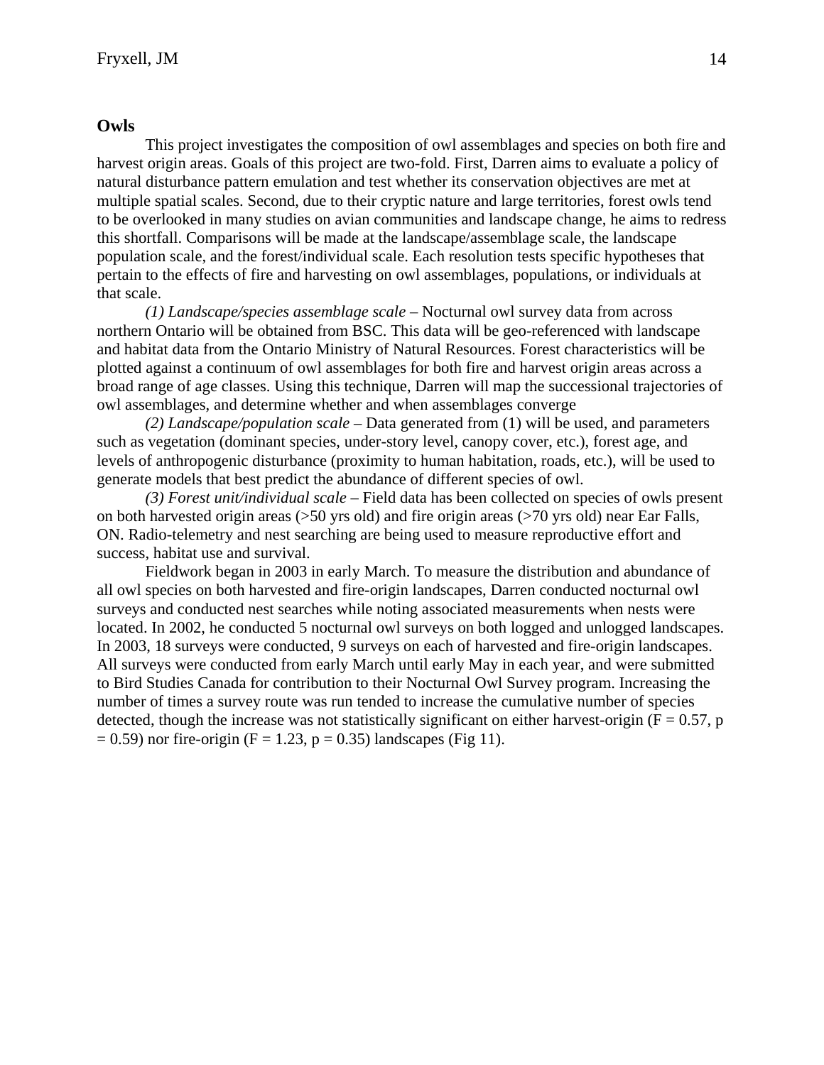## Owls

This project investigates the composition of owl assemblages and species on both fire and harvest origin areas. Goals of this project are two-fold. First, Darren aims to evaluate a policy of natural disturbance pattern emulation and test whether its conservation objectives are met at multiple spatial scales. Second, due to their cryptic nature and large territories, forest owls tend to be overlooked in many studies on avian communities and landscape change, he aims to redress this shortfall. Comparisons will be made at the landscape/assemblage scale, the landscape population scale, and the forest/individual scale. Each resolution tests specific hypotheses that pertain to the effects of fire and harvesting on owl assemblages, populations, or individuals at that scale.

*(1) Landscape/species assemblage scale* – Nocturnal owl survey data from across northern Ontario will be obtained from BSC. This data will be geo-referenced with landscape and habitat data from the Ontario Ministry of Natural Resources. Forest characteristics will be plotted against a continuum of owl assemblages for both fire and harvest origin areas across a broad range of age classes. Using this technique, Darren will map the successional trajectories of owl assemblages, and determine whether and when assemblages converge

*(2) Landscape/population scale* – Data generated from (1) will be used, and parameters such as vegetation (dominant species, under-story level, canopy cover, etc.), forest age, and levels of anthropogenic disturbance (proximity to human habitation, roads, etc.), will be used to generate models that best predict the abundance of different species of owl.

*(3) Forest unit/individual scale* – Field data has been collected on species of owls present on both harvested origin areas (>50 yrs old) and fire origin areas (>70 yrs old) near Ear Falls, ON. Radio-telemetry and nest searching are being used to measure reproductive effort and success, habitat use and survival.

Fieldwork began in 2003 in early March. To measure the distribution and abundance of all owl species on both harvested and fire-origin landscapes, Darren conducted nocturnal owl surveys and conducted nest searches while noting associated measurements when nests were located. In 2002, he conducted 5 nocturnal owl surveys on both logged and unlogged landscapes. In 2003, 18 surveys were conducted, 9 surveys on each of harvested and fire-origin landscapes. All surveys were conducted from early March until early May in each year, and were submitted to Bird Studies Canada for contribution to their Nocturnal Owl Survey program. Increasing the number of times a survey route was run tended to increase the cumulative number of species detected, though the increase was not statistically significant on either harvest-origin ($F = 0.57$, $p = 0.59$) nor fire-origin ($F = 1.23$, $p = 0.35$) landscapes (Fig 11).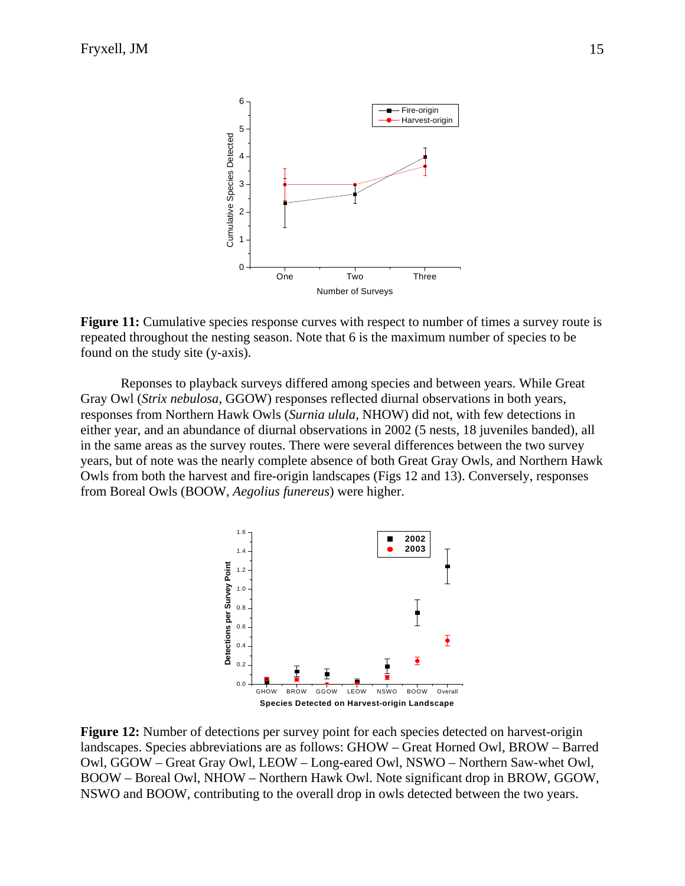**Figure 11:** Cumulative species response curves with respect to number of times a survey route is repeated throughout the nesting season. Note that 6 is the maximum number of species to be found on the study site (y-axis).

Reponses to playback surveys differed among species and between years. While Great Gray Owl (*Strix nebulosa*, GGOW) responses reflected diurnal observations in both years, responses from Northern Hawk Owls (*Surnia ulula*, NHOW) did not, with few detections in either year, and an abundance of diurnal observations in 2002 (5 nests, 18 juveniles banded), all in the same areas as the survey routes. There were several differences between the two survey years, but of note was the nearly complete absence of both Great Gray Owls, and Northern Hawk Owls from both the harvest and fire-origin landscapes (Figs 12 and 13). Conversely, responses from Boreal Owls (BOOW, *Aegolius funereus*) were higher.

**Figure 12:** Number of detections per survey point for each species detected on harvest-origin landscapes. Species abbreviations are as follows: GHOW – Great Horned Owl, BROW – Barred Owl, GGOW – Great Gray Owl, LEOW – Long-eared Owl, NSWO – Northern Saw-whet Owl, BOOW – Boreal Owl, NHOW – Northern Hawk Owl. Note significant drop in BROW, GGOW, NSWO and BOOW, contributing to the overall drop in owls detected between the two years.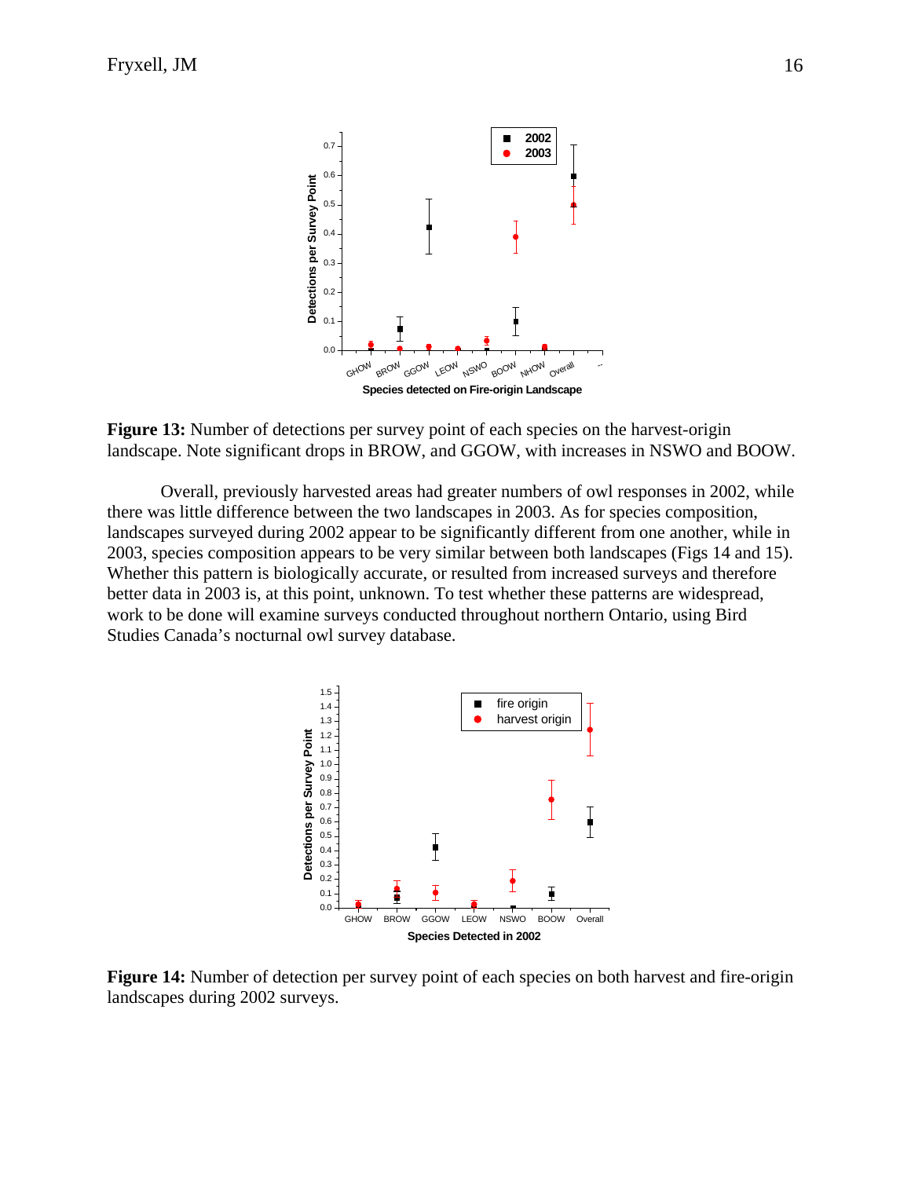**Figure 13:** Number of detections per survey point of each species on the harvest-origin landscape. Note significant drops in BROW, and GGOW, with increases in NSWO and BOOW.

Overall, previously harvested areas had greater numbers of owl responses in 2002, while there was little difference between the two landscapes in 2003. As for species composition, landscapes surveyed during 2002 appear to be significantly different from one another, while in 2003, species composition appears to be very similar between both landscapes (Figs 14 and 15). Whether this pattern is biologically accurate, or resulted from increased surveys and therefore better data in 2003 is, at this point, unknown. To test whether these patterns are widespread, work to be done will examine surveys conducted throughout northern Ontario, using Bird Studies Canada's nocturnal owl survey database.

**Figure 14:** Number of detection per survey point of each species on both harvest and fire-origin landscapes during 2002 surveys.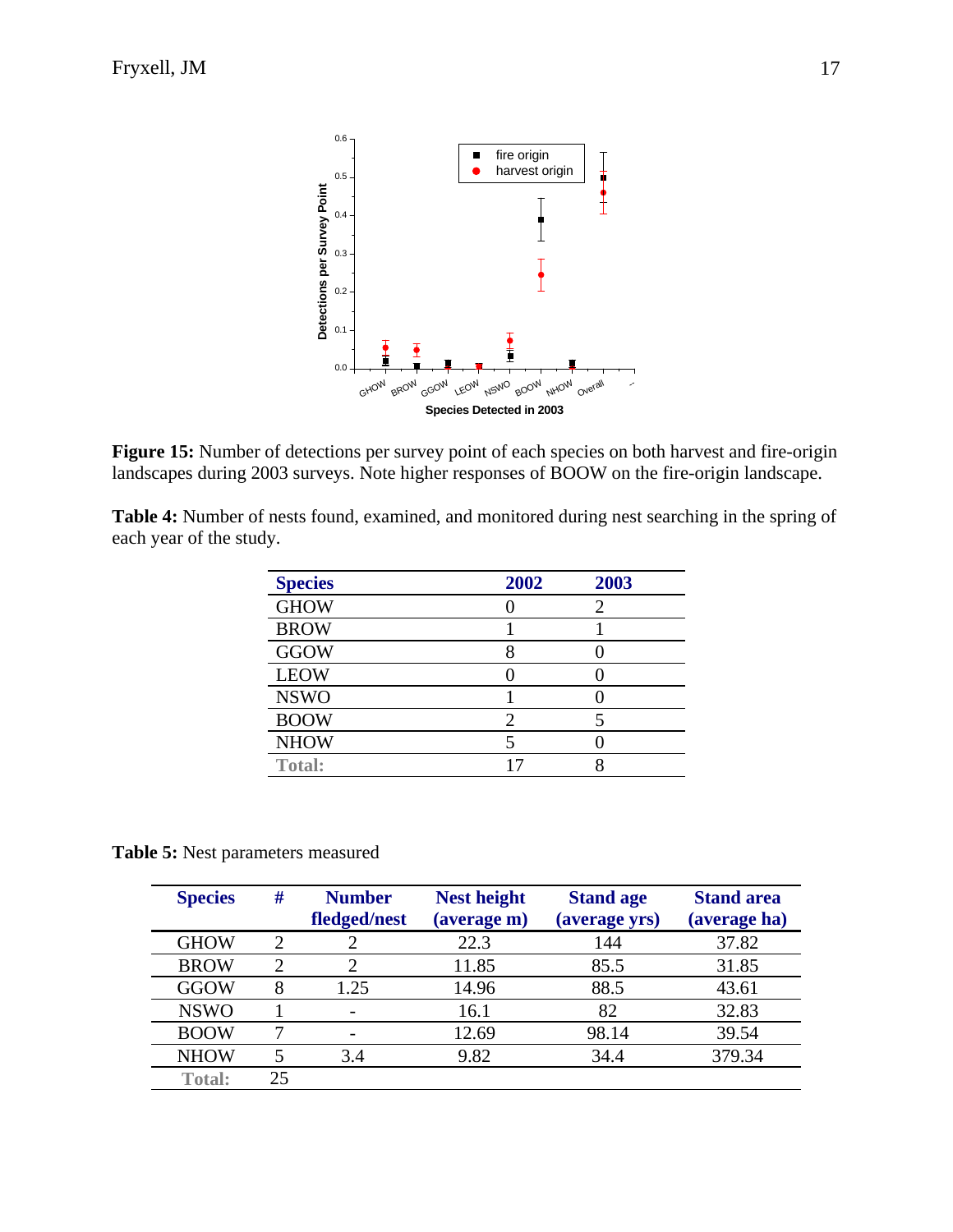**Figure 15:** Number of detections per survey point of each species on both harvest and fire-origin landscapes during 2003 surveys. Note higher responses of BOOW on the fire-origin landscape.

**Table 4:** Number of nests found, examined, and monitored during nest searching in the spring of each year of the study.

| Species | 2002 | 2003 |
|---|---|---|
| GHOW | 0 | 2 |
| BROW | 1 | 1 |
| GGOW | 8 | 0 |
| LEOW | 0 | 0 |
| NSWO | 1 | 0 |
| BOOW | 2 | 5 |
| NHOW | 5 | 0 |
| Total: | 17 | 8 |

**Table 5:** Nest parameters measured

| Species | # | Number fledged/nest | Nest height (average m) | Stand age (average yrs) | Stand area (average ha) |
|---|---|---|---|---|---|
| GHOW | 2 | 2 | 22.3 | 144 | 37.82 |
| BROW | 2 | 2 | 11.85 | 85.5 | 31.85 |
| GGOW | 8 | 1.25 | 14.96 | 88.5 | 43.61 |
| NSWO | 1 | - | 16.1 | 82 | 32.83 |
| BOOW | 7 | - | 12.69 | 98.14 | 39.54 |
| NHOW | 5 | 3.4 | 9.82 | 34.4 | 379.34 |
| Total: | 25 | | | | |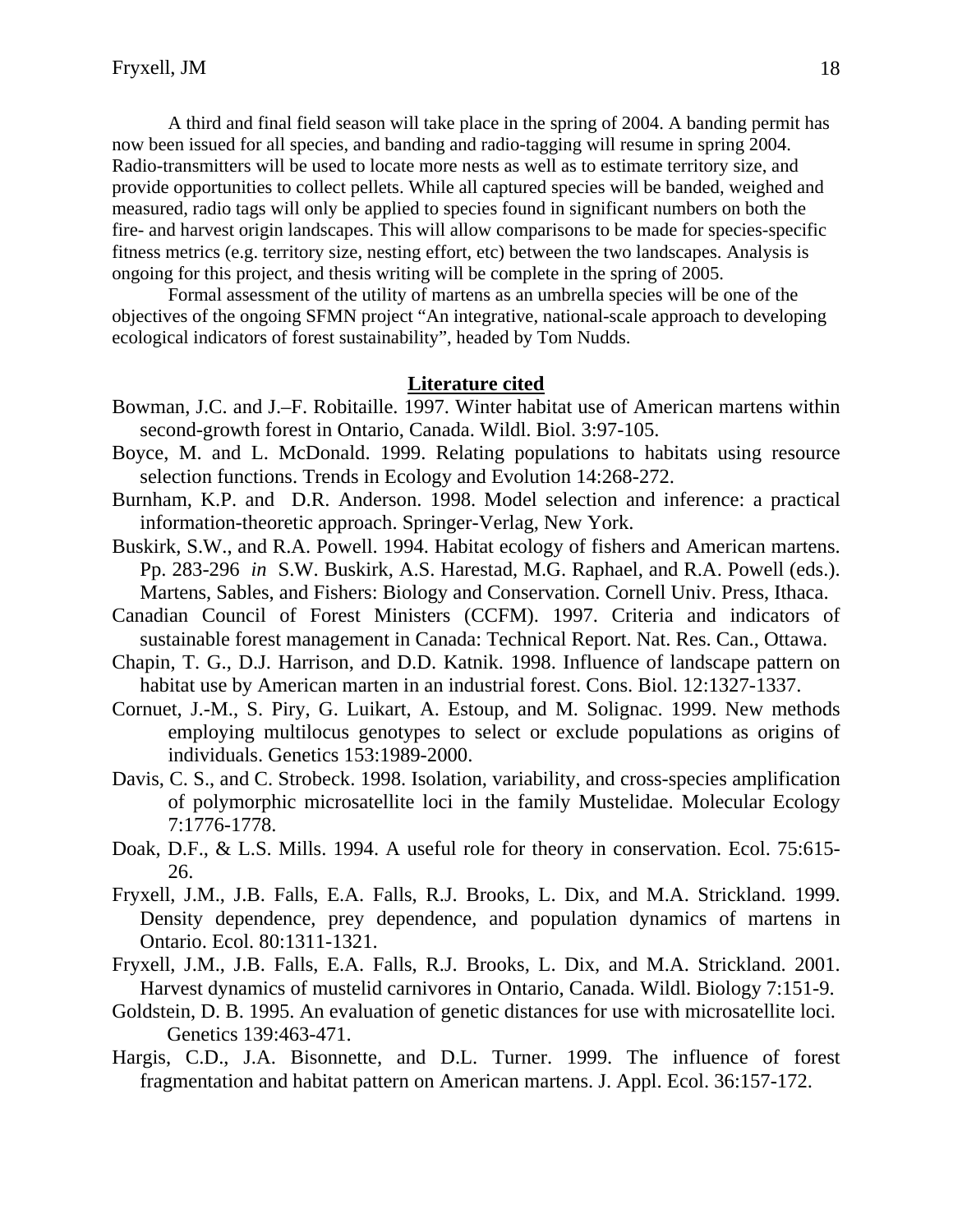A third and final field season will take place in the spring of 2004. A banding permit has now been issued for all species, and banding and radio-tagging will resume in spring 2004. Radio-transmitters will be used to locate more nests as well as to estimate territory size, and provide opportunities to collect pellets. While all captured species will be banded, weighed and measured, radio tags will only be applied to species found in significant numbers on both the fire- and harvest origin landscapes. This will allow comparisons to be made for species-specific fitness metrics (e.g. territory size, nesting effort, etc) between the two landscapes. Analysis is ongoing for this project, and thesis writing will be complete in the spring of 2005.

Formal assessment of the utility of martens as an umbrella species will be one of the objectives of the ongoing SFMN project "An integrative, national-scale approach to developing ecological indicators of forest sustainability", headed by Tom Nudds.

## Literature cited

Bowman, J.C. and J.–F. Robitaille. 1997. Winter habitat use of American martens within second-growth forest in Ontario, Canada. Wildl. Biol. 3:97-105.

Boyce, M. and L. McDonald. 1999. Relating populations to habitats using resource selection functions. Trends in Ecology and Evolution 14:268-272.

Burnham, K.P. and D.R. Anderson. 1998. Model selection and inference: a practical information-theoretic approach. Springer-Verlag, New York.

Buskirk, S.W., and R.A. Powell. 1994. Habitat ecology of fishers and American martens. Pp. 283-296 *in* S.W. Buskirk, A.S. Harestad, M.G. Raphael, and R.A. Powell (eds.). Martens, Sables, and Fishers: Biology and Conservation. Cornell Univ. Press, Ithaca.

Canadian Council of Forest Ministers (CCFM). 1997. Criteria and indicators of sustainable forest management in Canada: Technical Report. Nat. Res. Can., Ottawa.

Chapin, T. G., D.J. Harrison, and D.D. Katnik. 1998. Influence of landscape pattern on habitat use by American marten in an industrial forest. Cons. Biol. 12:1327-1337.

Cornuet, J.-M., S. Piry, G. Luikart, A. Estoup, and M. Solignac. 1999. New methods employing multilocus genotypes to select or exclude populations as origins of individuals. Genetics 153:1989-2000.

Davis, C. S., and C. Strobeck. 1998. Isolation, variability, and cross-species amplification of polymorphic microsatellite loci in the family Mustelidae. Molecular Ecology 7:1776-1778.

Doak, D.F., & L.S. Mills. 1994. A useful role for theory in conservation. Ecol. 75:615-26.

Fryxell, J.M., J.B. Falls, E.A. Falls, R.J. Brooks, L. Dix, and M.A. Strickland. 1999. Density dependence, prey dependence, and population dynamics of martens in Ontario. Ecol. 80:1311-1321.

Fryxell, J.M., J.B. Falls, E.A. Falls, R.J. Brooks, L. Dix, and M.A. Strickland. 2001. Harvest dynamics of mustelid carnivores in Ontario, Canada. Wildl. Biology 7:151-9.

Goldstein, D. B. 1995. An evaluation of genetic distances for use with microsatellite loci. Genetics 139:463-471.

Hargis, C.D., J.A. Bisonnette, and D.L. Turner. 1999. The influence of forest fragmentation and habitat pattern on American martens. J. Appl. Ecol. 36:157-172.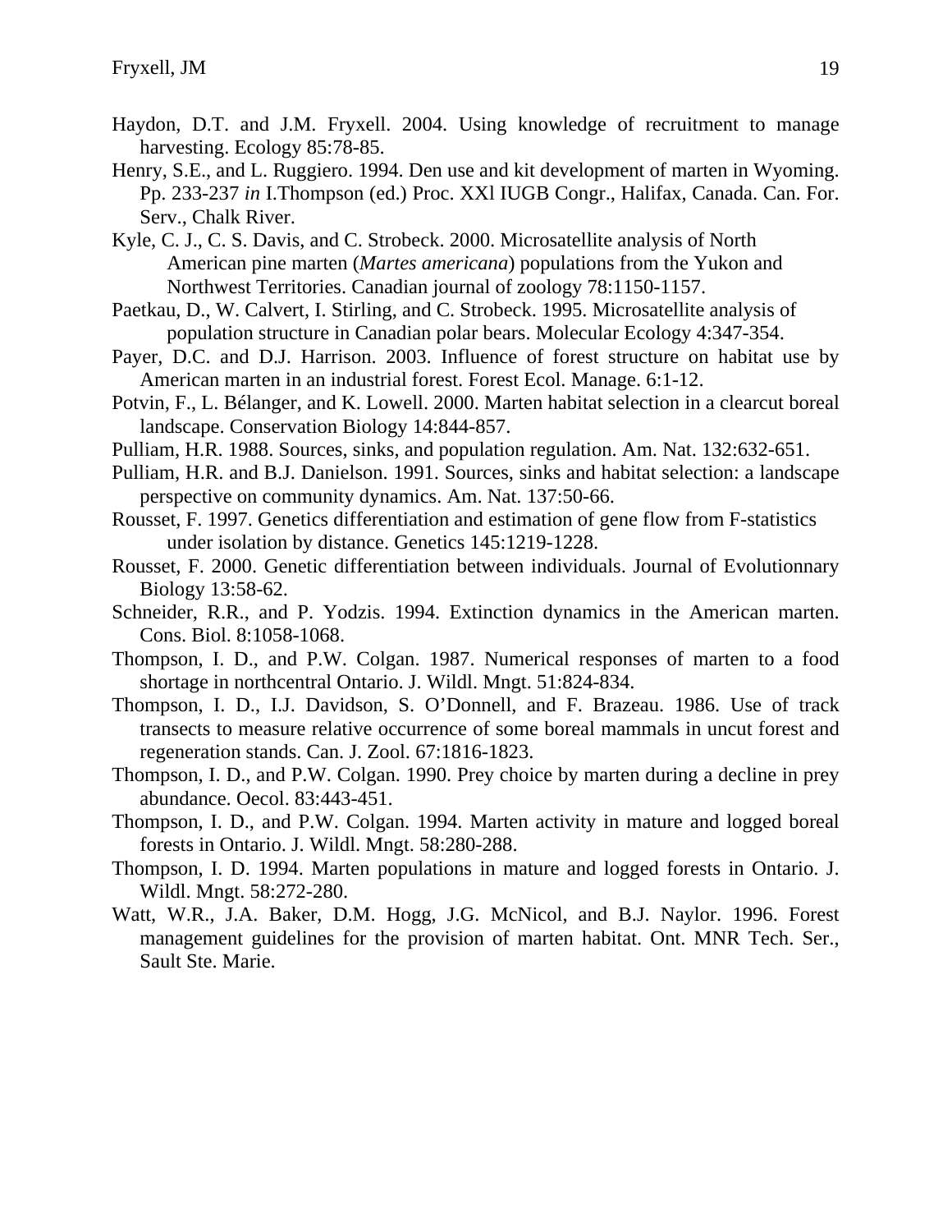Haydon, D.T. and J.M. Fryxell. 2004. Using knowledge of recruitment to manage harvesting. Ecology 85:78-85.

Henry, S.E., and L. Ruggiero. 1994. Den use and kit development of marten in Wyoming. Pp. 233-237 *in* I.Thompson (ed.) Proc. XXl IUGB Congr., Halifax, Canada. Can. For. Serv., Chalk River.

Kyle, C. J., C. S. Davis, and C. Strobeck. 2000. Microsatellite analysis of North American pine marten (*Martes americana*) populations from the Yukon and Northwest Territories. Canadian journal of zoology 78:1150-1157.

Paetkau, D., W. Calvert, I. Stirling, and C. Strobeck. 1995. Microsatellite analysis of population structure in Canadian polar bears. Molecular Ecology 4:347-354.

Payer, D.C. and D.J. Harrison. 2003. Influence of forest structure on habitat use by American marten in an industrial forest. Forest Ecol. Manage. 6:1-12.

Potvin, F., L. Bélanger, and K. Lowell. 2000. Marten habitat selection in a clearcut boreal landscape. Conservation Biology 14:844-857.

Pulliam, H.R. 1988. Sources, sinks, and population regulation. Am. Nat. 132:632-651.

Pulliam, H.R. and B.J. Danielson. 1991. Sources, sinks and habitat selection: a landscape perspective on community dynamics. Am. Nat. 137:50-66.

Rousset, F. 1997. Genetics differentiation and estimation of gene flow from F-statistics under isolation by distance. Genetics 145:1219-1228.

Rousset, F. 2000. Genetic differentiation between individuals. Journal of Evolutionnary Biology 13:58-62.

Schneider, R.R., and P. Yodzis. 1994. Extinction dynamics in the American marten. Cons. Biol. 8:1058-1068.

Thompson, I. D., and P.W. Colgan. 1987. Numerical responses of marten to a food shortage in northcentral Ontario. J. Wildl. Mngt. 51:824-834.

Thompson, I. D., I.J. Davidson, S. O'Donnell, and F. Brazeau. 1986. Use of track transects to measure relative occurrence of some boreal mammals in uncut forest and regeneration stands. Can. J. Zool. 67:1816-1823.

Thompson, I. D., and P.W. Colgan. 1990. Prey choice by marten during a decline in prey abundance. Oecol. 83:443-451.

Thompson, I. D., and P.W. Colgan. 1994. Marten activity in mature and logged boreal forests in Ontario. J. Wildl. Mngt. 58:280-288.

Thompson, I. D. 1994. Marten populations in mature and logged forests in Ontario. J. Wildl. Mngt. 58:272-280.

Watt, W.R., J.A. Baker, D.M. Hogg, J.G. McNicol, and B.J. Naylor. 1996. Forest management guidelines for the provision of marten habitat. Ont. MNR Tech. Ser., Sault Ste. Marie.